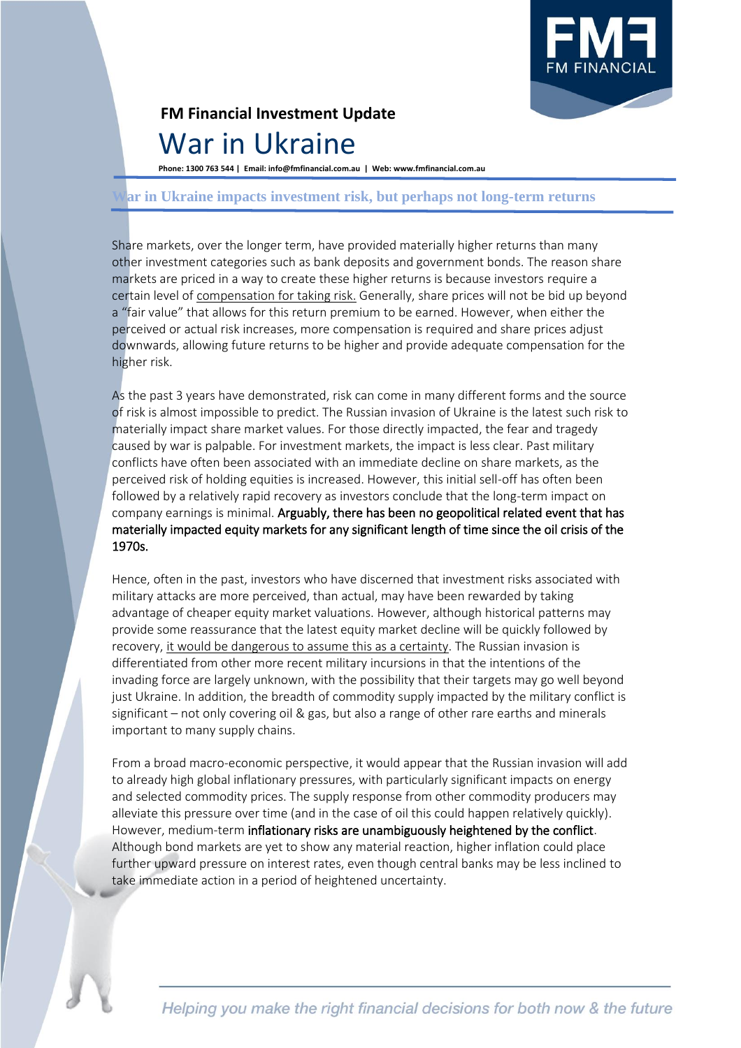**FM Financial Investment Update**

# War in Ukraine

**Phone: 1300 763 544 | Email: info@fmfinancial.com.au | Web: www.fmfinancial.com.au**

## War in Ukraine impacts investment risk, but perhaps not long-term returns

Share markets, over the longer term, have provided materially higher returns than many other investment categories such as bank deposits and government bonds. The reason share markets are priced in a way to create these higher returns is because investors require a certain level of compensation for taking risk. Generally, share prices will not be bid up beyond a "fair value" that allows for this return premium to be earned. However, when either the perceived or actual risk increases, more compensation is required and share prices adjust downwards, allowing future returns to be higher and provide adequate compensation for the higher risk.

As the past 3 years have demonstrated, risk can come in many different forms and the source of risk is almost impossible to predict. The Russian invasion of Ukraine is the latest such risk to materially impact share market values. For those directly impacted, the fear and tragedy caused by war is palpable. For investment markets, the impact is less clear. Past military conflicts have often been associated with an immediate decline on share markets, as the perceived risk of holding equities is increased. However, this initial sell-off has often been followed by a relatively rapid recovery as investors conclude that the long-term impact on company earnings is minimal. Arguably, there has been no geopolitical related event that has materially impacted equity markets for any significant length of time since the oil crisis of the 1970s.

Hence, often in the past, investors who have discerned that investment risks associated with military attacks are more perceived, than actual, may have been rewarded by taking advantage of cheaper equity market valuations. However, although historical patterns may provide some reassurance that the latest equity market decline will be quickly followed by recovery, it would be dangerous to assume this as a certainty. The Russian invasion is differentiated from other more recent military incursions in that the intentions of the invading force are largely unknown, with the possibility that their targets may go well beyond just Ukraine. In addition, the breadth of commodity supply impacted by the military conflict is significant – not only covering oil & gas, but also a range of other rare earths and minerals important to many supply chains.

From a broad macro-economic perspective, it would appear that the Russian invasion will add to already high global inflationary pressures, with particularly significant impacts on energy and selected commodity prices. The supply response from other commodity producers may alleviate this pressure over time (and in the case of oil this could happen relatively quickly). However, medium-term inflationary risks are unambiguously heightened by the conflict. Although bond markets are yet to show any material reaction, higher inflation could place further upward pressure on interest rates, even though central banks may be less inclined to take immediate action in a period of heightened uncertainty.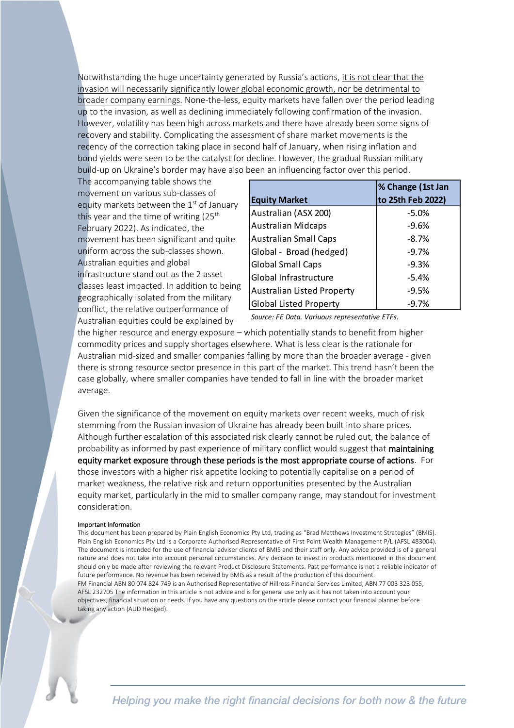Notwithstanding the huge uncertainty generated by Russia's actions, it is not clear that the invasion will necessarily significantly lower global economic growth, nor be detrimental to broader company earnings. None-the-less, equity markets have fallen over the period leading up to the invasion, as well as declining immediately following confirmation of the invasion. However, volatility has been high across markets and there have already been some signs of recovery and stability. Complicating the assessment of share market movements is the recency of the correction taking place in second half of January, when rising inflation and bond yields were seen to be the catalyst for decline. However, the gradual Russian military build-up on Ukraine's border may have also been an influencing factor over this period.

The accompanying table shows the movement on various sub-classes of equity markets between the 1st of January this year and the time of writing (25th February 2022). As indicated, the movement has been significant and quite uniform across the sub-classes shown. Australian equities and global infrastructure stand out as the 2 asset classes least impacted. In addition to being geographically isolated from the military conflict, the relative outperformance of Australian equities could be explained by the higher resource and energy exposure – which potentially stands to benefit from higher commodity prices and supply shortages elsewhere. What is less clear is the rationale for Australian mid-sized and smaller companies falling by more than the broader average - given there is strong resource sector presence in this part of the market. This trend hasn't been the case globally, where smaller companies have tended to fall in line with the broader market average.

| Equity Market | % Change (1st Jan to 25th Feb 2022) |
|---|---|
| Australian (ASX 200) | -5.0% |
| Australian Midcaps | -9.6% |
| Australian Small Caps | -8.7% |
| Global - Broad (hedged) | -9.7% |
| Global Small Caps | -9.3% |
| Global Infrastructure | -5.4% |
| Australian Listed Property | -9.5% |
| Global Listed Property | -9.7% |

*Source: FE Data. Variuous representative ETFs.*

Given the significance of the movement on equity markets over recent weeks, much of risk stemming from the Russian invasion of Ukraine has already been built into share prices. Although further escalation of this associated risk clearly cannot be ruled out, the balance of probability as informed by past experience of military conflict would suggest that **maintaining equity market exposure through these periods is the most appropriate course of actions**. For those investors with a higher risk appetite looking to potentially capitalise on a period of market weakness, the relative risk and return opportunities presented by the Australian equity market, particularly in the mid to smaller company range, may standout for investment consideration.

**Important Information**

This document has been prepared by Plain English Economics Pty Ltd, trading as "Brad Matthews Investment Strategies" (BMIS). Plain English Economics Pty Ltd is a Corporate Authorised Representative of First Point Wealth Management P/L (AFSL 483004). The document is intended for the use of financial adviser clients of BMIS and their staff only. Any advice provided is of a general nature and does not take into account personal circumstances. Any decision to invest in products mentioned in this document should only be made after reviewing the relevant Product Disclosure Statements. Past performance is not a reliable indicator of future performance. No revenue has been received by BMIS as a result of the production of this document.

FM Financial ABN 80 074 824 749 is an Authorised Representative of Hillross Financial Services Limited, ABN 77 003 323 055, AFSL 232705 The information in this article is not advice and is for general use only as it has not taken into account your objectives, financial situation or needs. If you have any questions on the article please contact your financial planner before taking any action (AUD Hedged).

*Helping you make the right financial decisions for both now & the future*